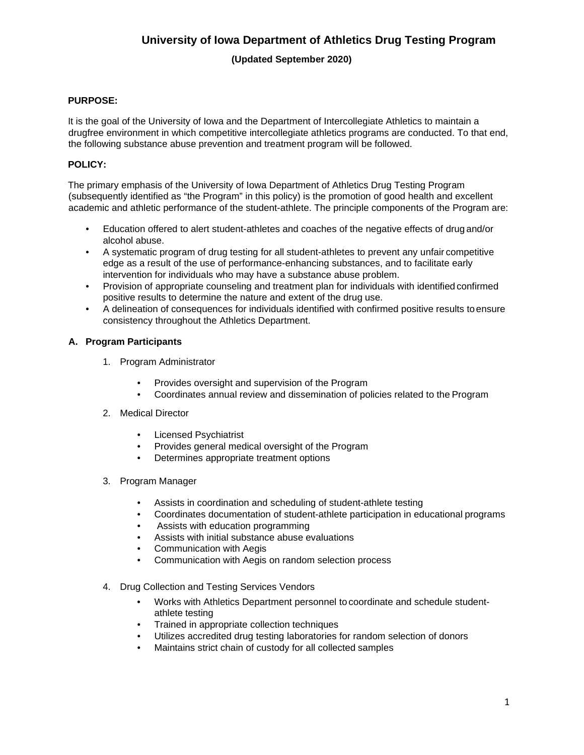# University of Iowa Department of Athletics Drug Testing Program

**(Updated September 2020)**

**PURPOSE:**

It is the goal of the University of Iowa and the Department of Intercollegiate Athletics to maintain a drugfree environment in which competitive intercollegiate athletics programs are conducted. To that end, the following substance abuse prevention and treatment program will be followed.

**POLICY:**

The primary emphasis of the University of Iowa Department of Athletics Drug Testing Program (subsequently identified as "the Program" in this policy) is the promotion of good health and excellent academic and athletic performance of the student-athlete. The principle components of the Program are:

- Education offered to alert student-athletes and coaches of the negative effects of drug and/or alcohol abuse.
- A systematic program of drug testing for all student-athletes to prevent any unfair competitive edge as a result of the use of performance-enhancing substances, and to facilitate early intervention for individuals who may have a substance abuse problem.
- Provision of appropriate counseling and treatment plan for individuals with identified confirmed positive results to determine the nature and extent of the drug use.
- A delineation of consequences for individuals identified with confirmed positive results to ensure consistency throughout the Athletics Department.

## A. Program Participants

1. Program Administrator
   - Provides oversight and supervision of the Program
   - Coordinates annual review and dissemination of policies related to the Program
2. Medical Director
   - Licensed Psychiatrist
   - Provides general medical oversight of the Program
   - Determines appropriate treatment options
3. Program Manager
   - Assists in coordination and scheduling of student-athlete testing
   - Coordinates documentation of student-athlete participation in educational programs
   - Assists with education programming
   - Assists with initial substance abuse evaluations
   - Communication with Aegis
   - Communication with Aegis on random selection process
4. Drug Collection and Testing Services Vendors
   - Works with Athletics Department personnel to coordinate and schedule student-athlete testing
   - Trained in appropriate collection techniques
   - Utilizes accredited drug testing laboratories for random selection of donors
   - Maintains strict chain of custody for all collected samples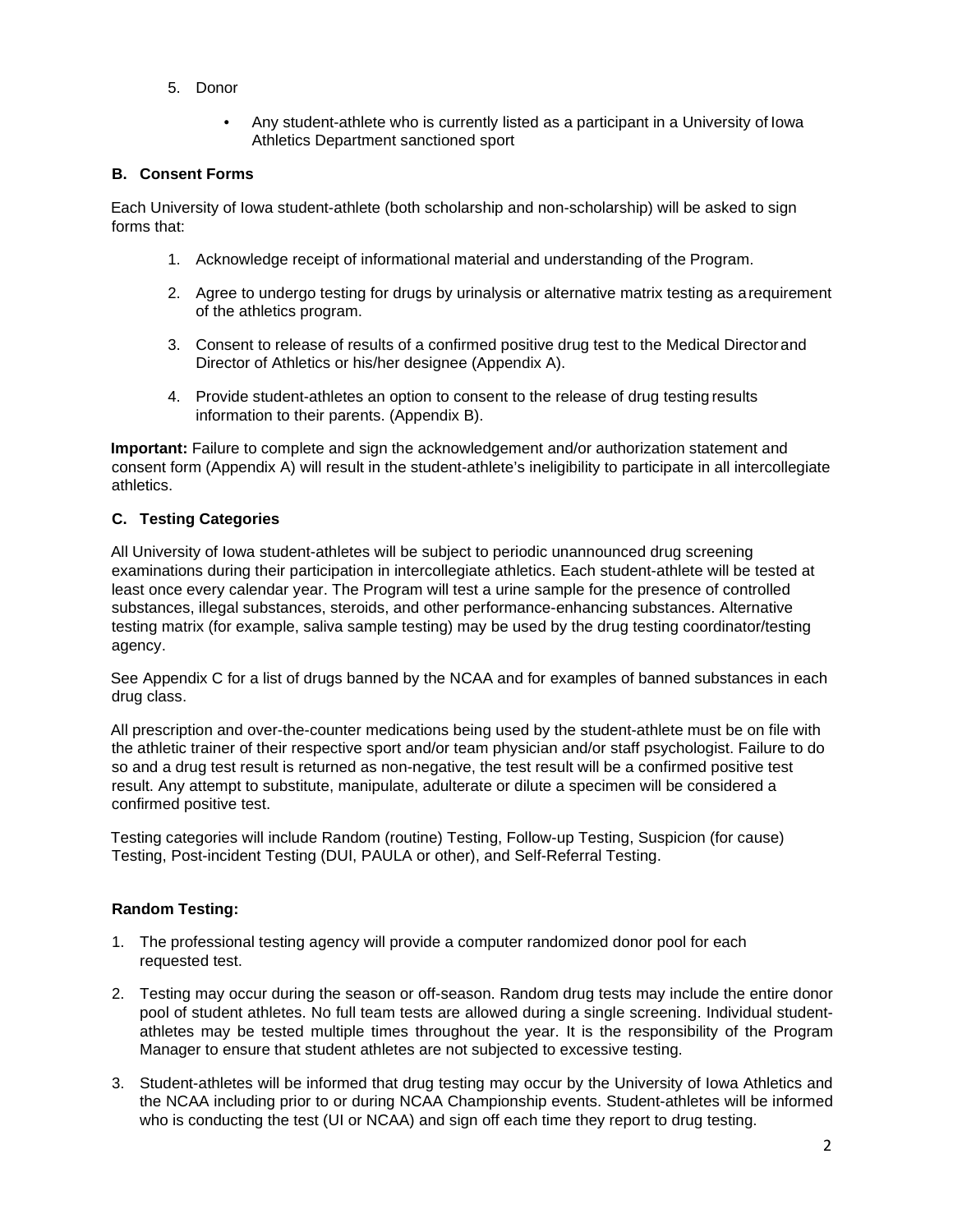5. Donor

    - Any student-athlete who is currently listed as a participant in a University of Iowa Athletics Department sanctioned sport

### B. Consent Forms

Each University of Iowa student-athlete (both scholarship and non-scholarship) will be asked to sign forms that:

1. Acknowledge receipt of informational material and understanding of the Program.
2. Agree to undergo testing for drugs by urinalysis or alternative matrix testing as a requirement of the athletics program.
3. Consent to release of results of a confirmed positive drug test to the Medical Director and Director of Athletics or his/her designee (Appendix A).
4. Provide student-athletes an option to consent to the release of drug testing results information to their parents. (Appendix B).

**Important:** Failure to complete and sign the acknowledgement and/or authorization statement and consent form (Appendix A) will result in the student-athlete's ineligibility to participate in all intercollegiate athletics.

### C. Testing Categories

All University of Iowa student-athletes will be subject to periodic unannounced drug screening examinations during their participation in intercollegiate athletics. Each student-athlete will be tested at least once every calendar year. The Program will test a urine sample for the presence of controlled substances, illegal substances, steroids, and other performance-enhancing substances. Alternative testing matrix (for example, saliva sample testing) may be used by the drug testing coordinator/testing agency.

See Appendix C for a list of drugs banned by the NCAA and for examples of banned substances in each drug class.

All prescription and over-the-counter medications being used by the student-athlete must be on file with the athletic trainer of their respective sport and/or team physician and/or staff psychologist. Failure to do so and a drug test result is returned as non-negative, the test result will be a confirmed positive test result. Any attempt to substitute, manipulate, adulterate or dilute a specimen will be considered a confirmed positive test.

Testing categories will include Random (routine) Testing, Follow-up Testing, Suspicion (for cause) Testing, Post-incident Testing (DUI, PAULA or other), and Self-Referral Testing.

**Random Testing:**

1. The professional testing agency will provide a computer randomized donor pool for each requested test.
2. Testing may occur during the season or off-season. Random drug tests may include the entire donor pool of student athletes. No full team tests are allowed during a single screening. Individual student-athletes may be tested multiple times throughout the year. It is the responsibility of the Program Manager to ensure that student athletes are not subjected to excessive testing.
3. Student-athletes will be informed that drug testing may occur by the University of Iowa Athletics and the NCAA including prior to or during NCAA Championship events. Student-athletes will be informed who is conducting the test (UI or NCAA) and sign off each time they report to drug testing.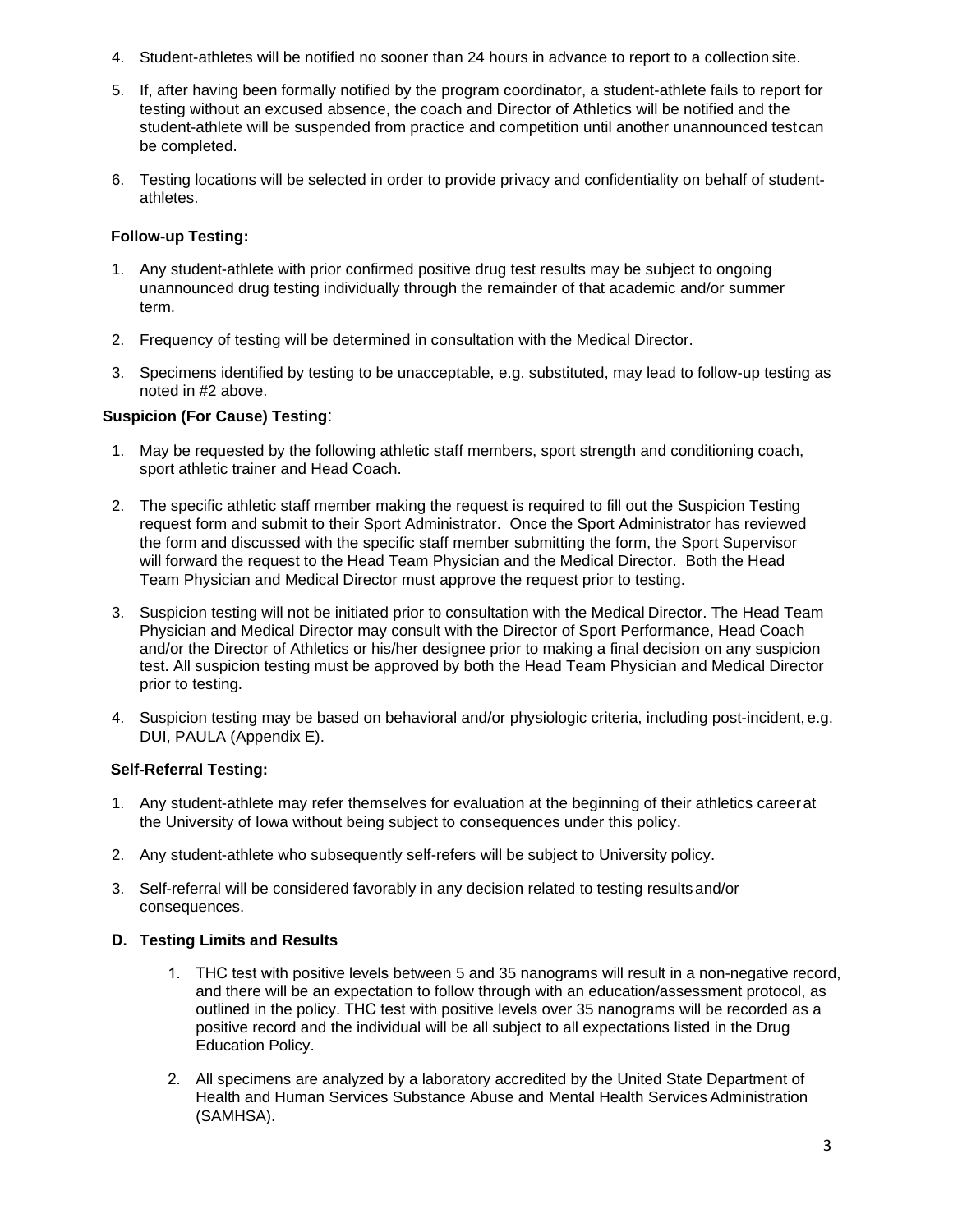4. Student-athletes will be notified no sooner than 24 hours in advance to report to a collection site.

5. If, after having been formally notified by the program coordinator, a student-athlete fails to report for testing without an excused absence, the coach and Director of Athletics will be notified and the student-athlete will be suspended from practice and competition until another unannounced test can be completed.

6. Testing locations will be selected in order to provide privacy and confidentiality on behalf of student-athletes.

**Follow-up Testing:**

1. Any student-athlete with prior confirmed positive drug test results may be subject to ongoing unannounced drug testing individually through the remainder of that academic and/or summer term.

2. Frequency of testing will be determined in consultation with the Medical Director.

3. Specimens identified by testing to be unacceptable, e.g. substituted, may lead to follow-up testing as noted in #2 above.

**Suspicion (For Cause) Testing**:

1. May be requested by the following athletic staff members, sport strength and conditioning coach, sport athletic trainer and Head Coach.

2. The specific athletic staff member making the request is required to fill out the Suspicion Testing request form and submit to their Sport Administrator. Once the Sport Administrator has reviewed the form and discussed with the specific staff member submitting the form, the Sport Supervisor will forward the request to the Head Team Physician and the Medical Director. Both the Head Team Physician and Medical Director must approve the request prior to testing.

3. Suspicion testing will not be initiated prior to consultation with the Medical Director. The Head Team Physician and Medical Director may consult with the Director of Sport Performance, Head Coach and/or the Director of Athletics or his/her designee prior to making a final decision on any suspicion test. All suspicion testing must be approved by both the Head Team Physician and Medical Director prior to testing.

4. Suspicion testing may be based on behavioral and/or physiologic criteria, including post-incident, e.g. DUI, PAULA (Appendix E).

**Self-Referral Testing:**

1. Any student-athlete may refer themselves for evaluation at the beginning of their athletics career at the University of Iowa without being subject to consequences under this policy.

2. Any student-athlete who subsequently self-refers will be subject to University policy.

3. Self-referral will be considered favorably in any decision related to testing results and/or consequences.

**D. Testing Limits and Results**

1. THC test with positive levels between 5 and 35 nanograms will result in a non-negative record, and there will be an expectation to follow through with an education/assessment protocol, as outlined in the policy. THC test with positive levels over 35 nanograms will be recorded as a positive record and the individual will be all subject to all expectations listed in the Drug Education Policy.

2. All specimens are analyzed by a laboratory accredited by the United State Department of Health and Human Services Substance Abuse and Mental Health Services Administration (SAMHSA).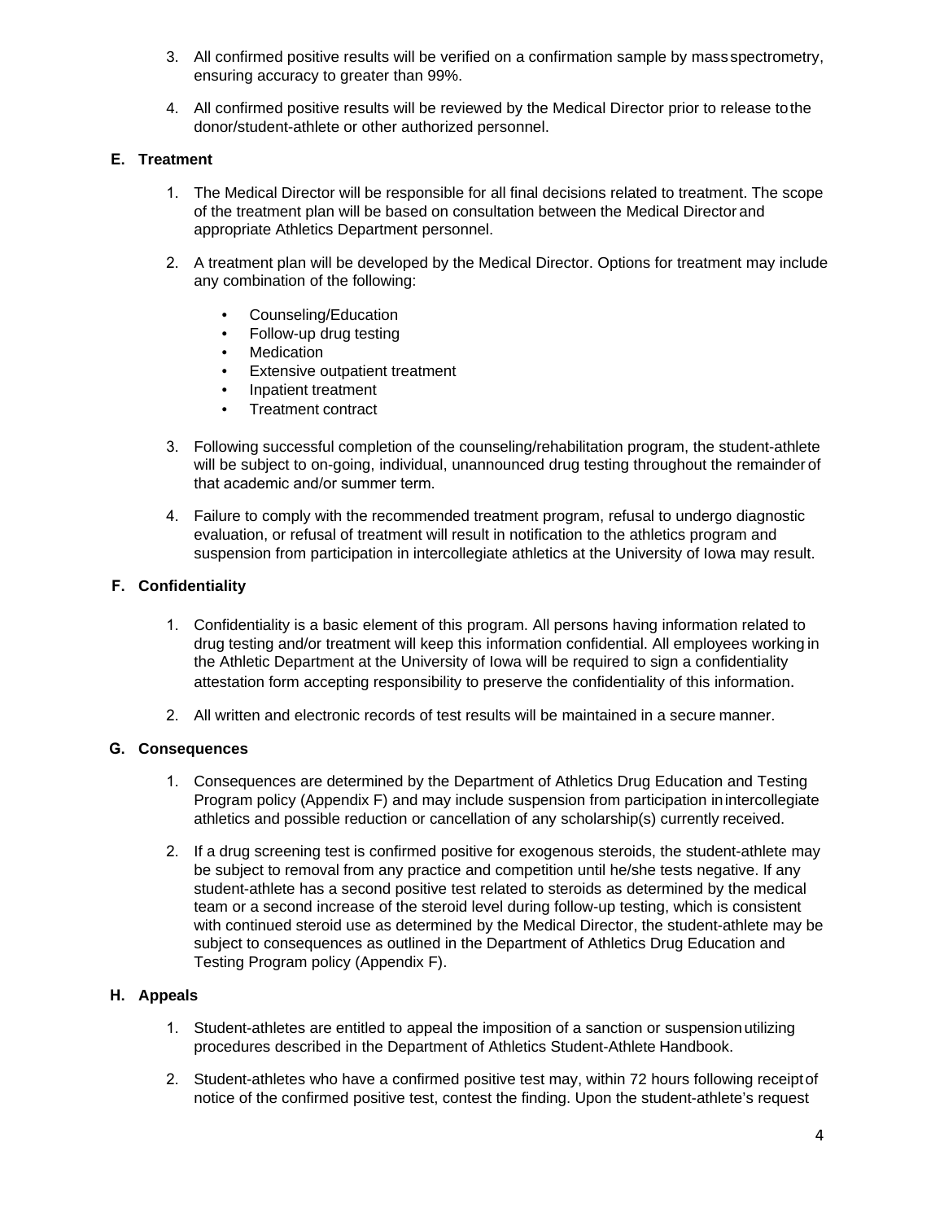3. All confirmed positive results will be verified on a confirmation sample by mass spectrometry, ensuring accuracy to greater than 99%.

4. All confirmed positive results will be reviewed by the Medical Director prior to release to the donor/student-athlete or other authorized personnel.

## E. Treatment

1. The Medical Director will be responsible for all final decisions related to treatment. The scope of the treatment plan will be based on consultation between the Medical Director and appropriate Athletics Department personnel.

2. A treatment plan will be developed by the Medical Director. Options for treatment may include any combination of the following:

   - Counseling/Education
   - Follow-up drug testing
   - Medication
   - Extensive outpatient treatment
   - Inpatient treatment
   - Treatment contract

3. Following successful completion of the counseling/rehabilitation program, the student-athlete will be subject to on-going, individual, unannounced drug testing throughout the remainder of that academic and/or summer term.

4. Failure to comply with the recommended treatment program, refusal to undergo diagnostic evaluation, or refusal of treatment will result in notification to the athletics program and suspension from participation in intercollegiate athletics at the University of Iowa may result.

## F. Confidentiality

1. Confidentiality is a basic element of this program. All persons having information related to drug testing and/or treatment will keep this information confidential. All employees working in the Athletic Department at the University of Iowa will be required to sign a confidentiality attestation form accepting responsibility to preserve the confidentiality of this information.

2. All written and electronic records of test results will be maintained in a secure manner.

## G. Consequences

1. Consequences are determined by the Department of Athletics Drug Education and Testing Program policy (Appendix F) and may include suspension from participation in intercollegiate athletics and possible reduction or cancellation of any scholarship(s) currently received.

2. If a drug screening test is confirmed positive for exogenous steroids, the student-athlete may be subject to removal from any practice and competition until he/she tests negative. If any student-athlete has a second positive test related to steroids as determined by the medical team or a second increase of the steroid level during follow-up testing, which is consistent with continued steroid use as determined by the Medical Director, the student-athlete may be subject to consequences as outlined in the Department of Athletics Drug Education and Testing Program policy (Appendix F).

## H. Appeals

1. Student-athletes are entitled to appeal the imposition of a sanction or suspension utilizing procedures described in the Department of Athletics Student-Athlete Handbook.

2. Student-athletes who have a confirmed positive test may, within 72 hours following receipt of notice of the confirmed positive test, contest the finding. Upon the student-athlete's request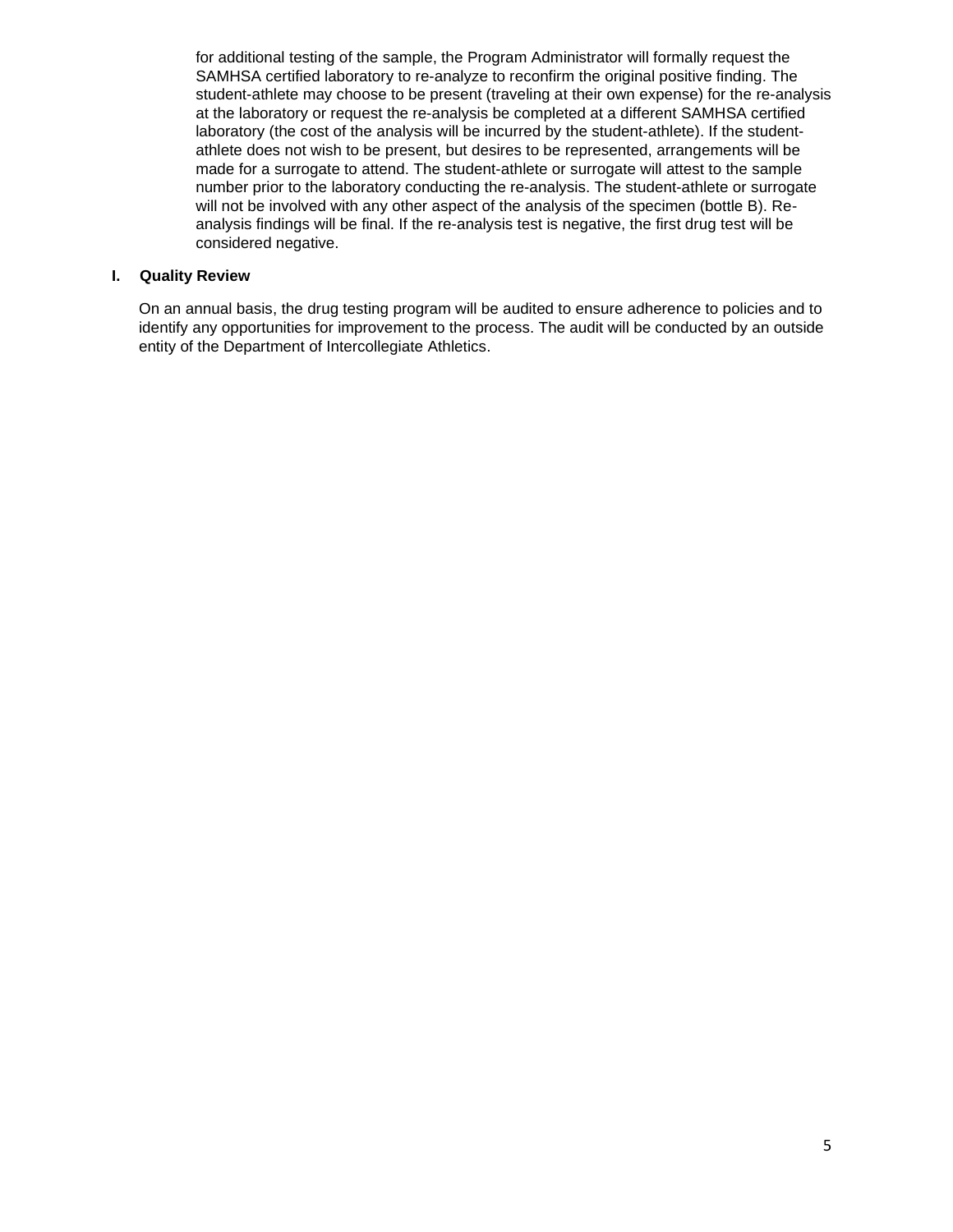for additional testing of the sample, the Program Administrator will formally request the SAMHSA certified laboratory to re-analyze to reconfirm the original positive finding. The student-athlete may choose to be present (traveling at their own expense) for the re-analysis at the laboratory or request the re-analysis be completed at a different SAMHSA certified laboratory (the cost of the analysis will be incurred by the student-athlete). If the student-athlete does not wish to be present, but desires to be represented, arrangements will be made for a surrogate to attend. The student-athlete or surrogate will attest to the sample number prior to the laboratory conducting the re-analysis. The student-athlete or surrogate will not be involved with any other aspect of the analysis of the specimen (bottle B). Re-analysis findings will be final. If the re-analysis test is negative, the first drug test will be considered negative.

**I. Quality Review**

On an annual basis, the drug testing program will be audited to ensure adherence to policies and to identify any opportunities for improvement to the process. The audit will be conducted by an outside entity of the Department of Intercollegiate Athletics.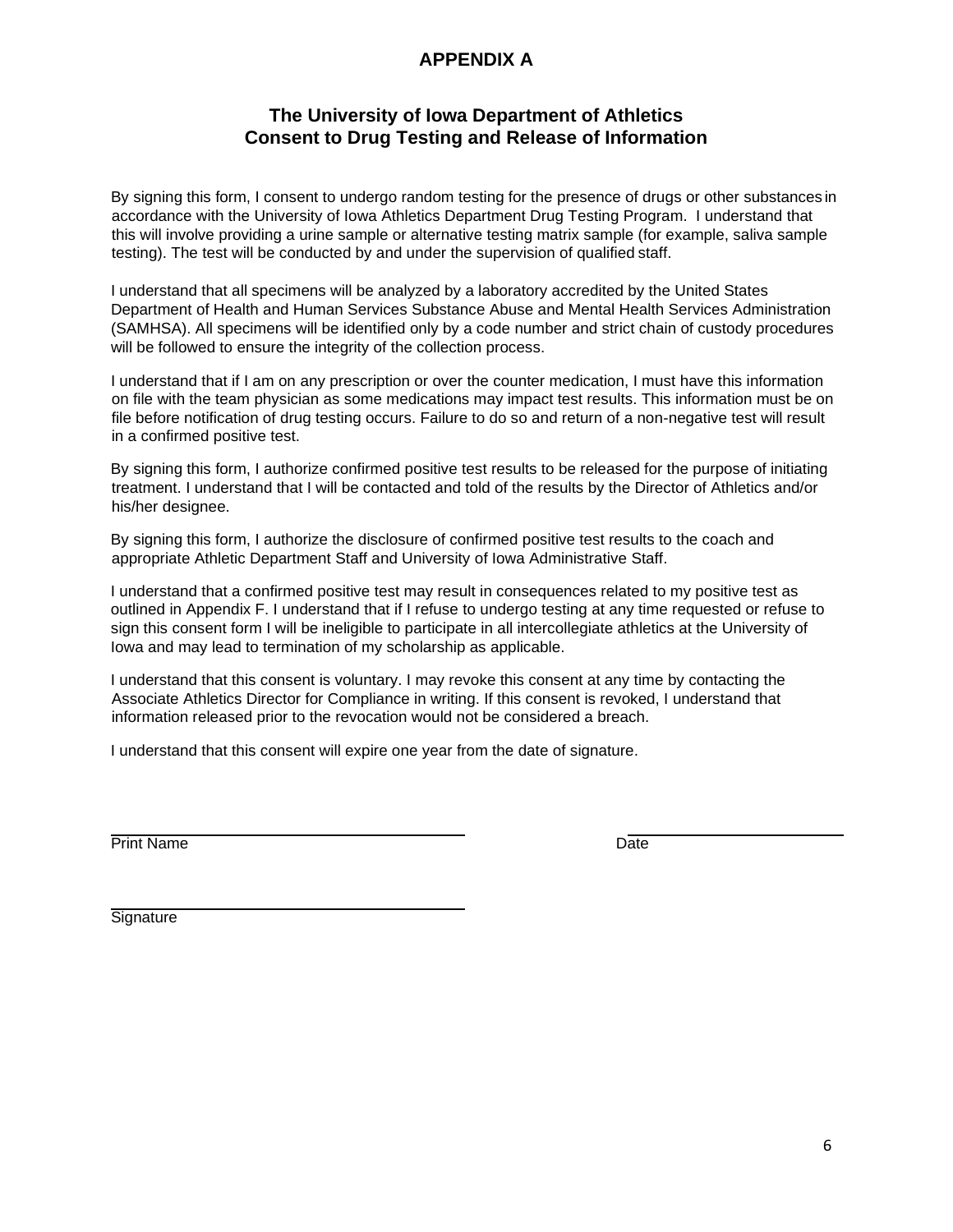# APPENDIX A

## The University of Iowa Department of Athletics
## Consent to Drug Testing and Release of Information

By signing this form, I consent to undergo random testing for the presence of drugs or other substances in accordance with the University of Iowa Athletics Department Drug Testing Program. I understand that this will involve providing a urine sample or alternative testing matrix sample (for example, saliva sample testing). The test will be conducted by and under the supervision of qualified staff.

I understand that all specimens will be analyzed by a laboratory accredited by the United States Department of Health and Human Services Substance Abuse and Mental Health Services Administration (SAMHSA). All specimens will be identified only by a code number and strict chain of custody procedures will be followed to ensure the integrity of the collection process.

I understand that if I am on any prescription or over the counter medication, I must have this information on file with the team physician as some medications may impact test results. This information must be on file before notification of drug testing occurs. Failure to do so and return of a non-negative test will result in a confirmed positive test.

By signing this form, I authorize confirmed positive test results to be released for the purpose of initiating treatment. I understand that I will be contacted and told of the results by the Director of Athletics and/or his/her designee.

By signing this form, I authorize the disclosure of confirmed positive test results to the coach and appropriate Athletic Department Staff and University of Iowa Administrative Staff.

I understand that a confirmed positive test may result in consequences related to my positive test as outlined in Appendix F. I understand that if I refuse to undergo testing at any time requested or refuse to sign this consent form I will be ineligible to participate in all intercollegiate athletics at the University of Iowa and may lead to termination of my scholarship as applicable.

I understand that this consent is voluntary. I may revoke this consent at any time by contacting the Associate Athletics Director for Compliance in writing. If this consent is revoked, I understand that information released prior to the revocation would not be considered a breach.

I understand that this consent will expire one year from the date of signature.

\_\_\_\_\_\_\_\_\_\_\_\_\_\_\_\_\_\_\_\_\_\_\_\_\_\_\_\_\_\_\_\_\_\_\_\_\_\_\_\_ \_\_\_\_\_\_\_\_\_\_\_\_\_\_\_\_\_\_\_\_\_\_\_\_\_
Print Name Date

\_\_\_\_\_\_\_\_\_\_\_\_\_\_\_\_\_\_\_\_\_\_\_\_\_\_\_\_\_\_\_\_\_\_\_\_\_\_\_\_
Signature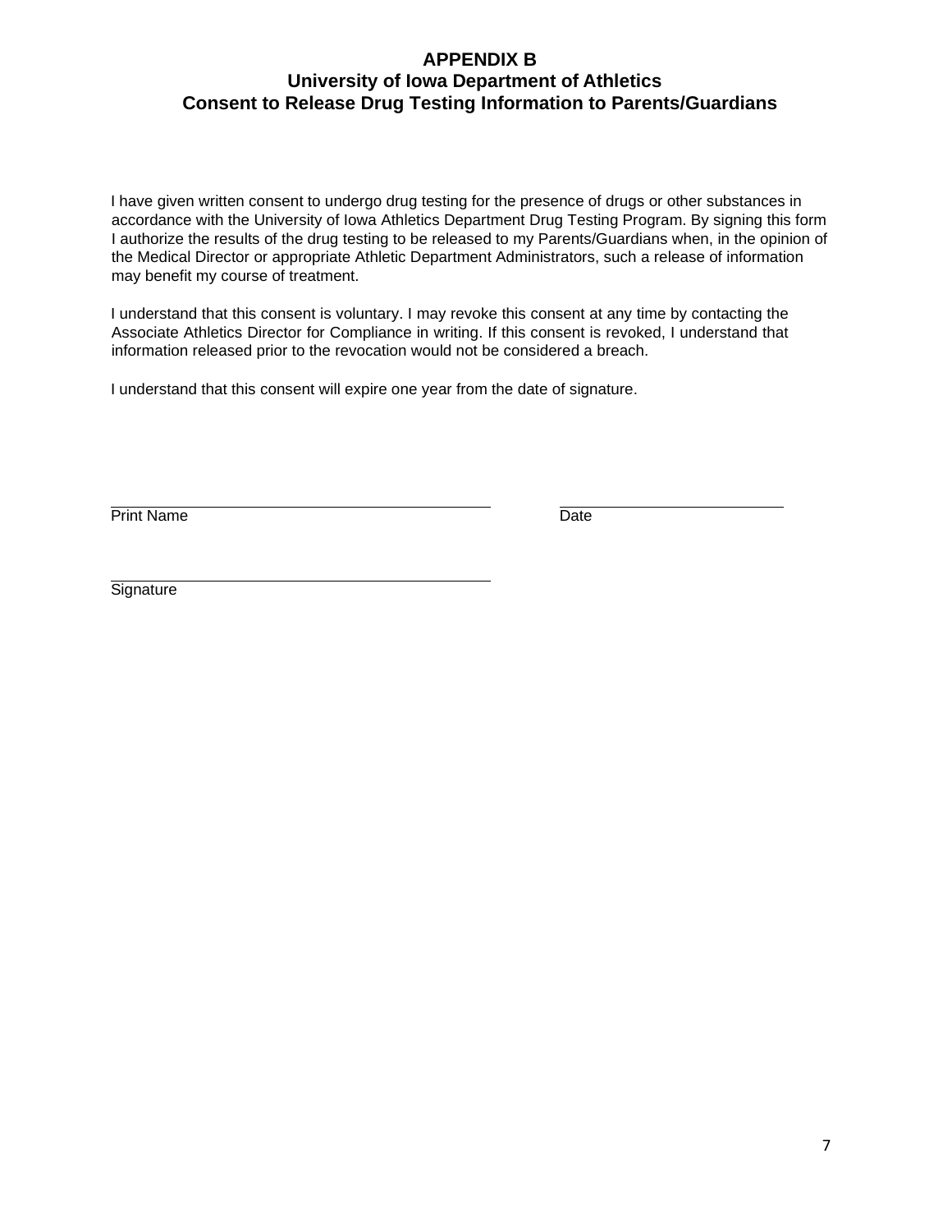# APPENDIX B
## University of Iowa Department of Athletics
## Consent to Release Drug Testing Information to Parents/Guardians

I have given written consent to undergo drug testing for the presence of drugs or other substances in accordance with the University of Iowa Athletics Department Drug Testing Program. By signing this form I authorize the results of the drug testing to be released to my Parents/Guardians when, in the opinion of the Medical Director or appropriate Athletic Department Administrators, such a release of information may benefit my course of treatment.

I understand that this consent is voluntary. I may revoke this consent at any time by contacting the Associate Athletics Director for Compliance in writing. If this consent is revoked, I understand that information released prior to the revocation would not be considered a breach.

I understand that this consent will expire one year from the date of signature.

\_\_\_\_\_\_\_\_\_\_\_\_\_\_\_\_\_\_\_\_\_\_\_\_\_\_\_\_\_\_\_\_\_\_\_\_\_\_\_\_ \_\_\_\_\_\_\_\_\_\_\_\_\_\_\_\_\_\_\_\_\_\_\_\_\_\_
Print Name Date

\_\_\_\_\_\_\_\_\_\_\_\_\_\_\_\_\_\_\_\_\_\_\_\_\_\_\_\_\_\_\_\_\_\_\_\_\_\_\_\_
Signature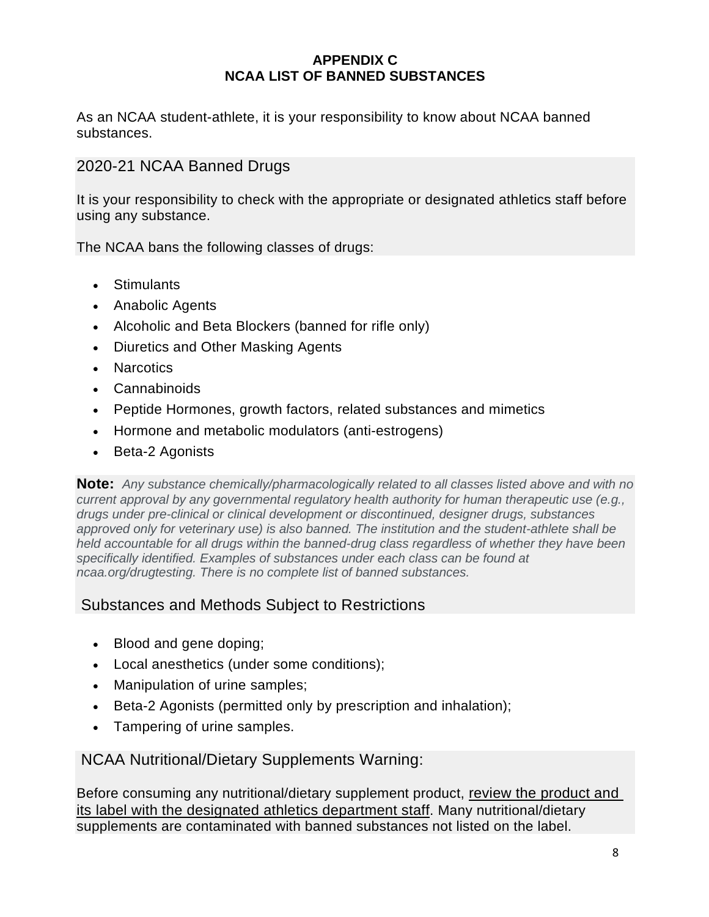# APPENDIX C
# NCAA LIST OF BANNED SUBSTANCES

As an NCAA student-athlete, it is your responsibility to know about NCAA banned substances.

## 2020-21 NCAA Banned Drugs

It is your responsibility to check with the appropriate or designated athletics staff before using any substance.

The NCAA bans the following classes of drugs:

- Stimulants
- Anabolic Agents
- Alcoholic and Beta Blockers (banned for rifle only)
- Diuretics and Other Masking Agents
- Narcotics
- Cannabinoids
- Peptide Hormones, growth factors, related substances and mimetics
- Hormone and metabolic modulators (anti-estrogens)
- Beta-2 Agonists

**Note:** *Any substance chemically/pharmacologically related to all classes listed above and with no current approval by any governmental regulatory health authority for human therapeutic use (e.g., drugs under pre-clinical or clinical development or discontinued, designer drugs, substances approved only for veterinary use) is also banned. The institution and the student-athlete shall be held accountable for all drugs within the banned-drug class regardless of whether they have been specifically identified. Examples of substances under each class can be found at ncaa.org/drugtesting. There is no complete list of banned substances.*

## Substances and Methods Subject to Restrictions

- Blood and gene doping;
- Local anesthetics (under some conditions);
- Manipulation of urine samples;
- Beta-2 Agonists (permitted only by prescription and inhalation);
- Tampering of urine samples.

## NCAA Nutritional/Dietary Supplements Warning:

Before consuming any nutritional/dietary supplement product, review the product and its label with the designated athletics department staff. Many nutritional/dietary supplements are contaminated with banned substances not listed on the label.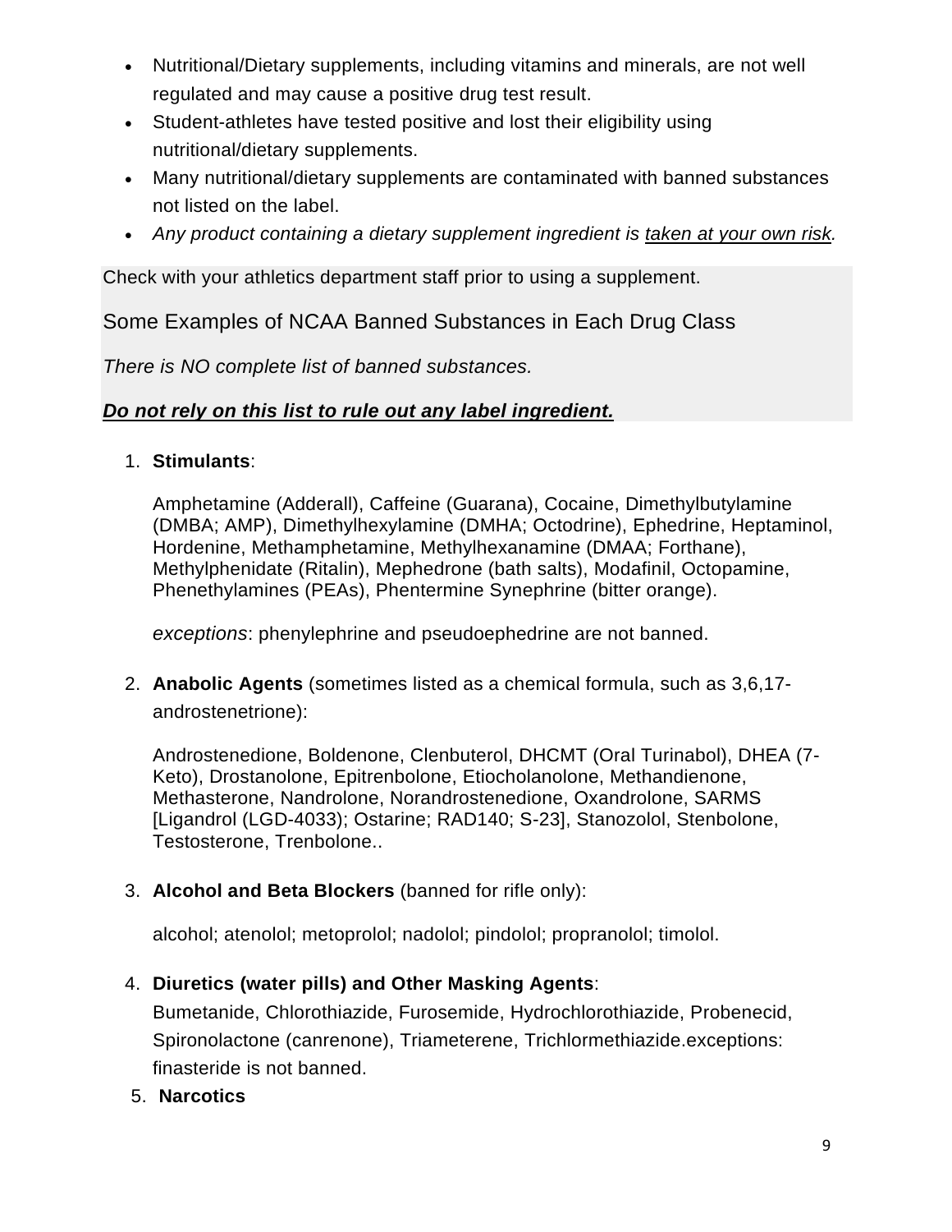- Nutritional/Dietary supplements, including vitamins and minerals, are not well regulated and may cause a positive drug test result.
- Student-athletes have tested positive and lost their eligibility using nutritional/dietary supplements.
- Many nutritional/dietary supplements are contaminated with banned substances not listed on the label.
- *Any product containing a dietary supplement ingredient is taken at your own risk.*

Check with your athletics department staff prior to using a supplement.

## Some Examples of NCAA Banned Substances in Each Drug Class

*There is NO complete list of banned substances.*

***Do not rely on this list to rule out any label ingredient.***

1. **Stimulants**:

   Amphetamine (Adderall), Caffeine (Guarana), Cocaine, Dimethylbutylamine (DMBA; AMP), Dimethylhexylamine (DMHA; Octodrine), Ephedrine, Heptaminol, Hordenine, Methamphetamine, Methylhexanamine (DMAA; Forthane), Methylphenidate (Ritalin), Mephedrone (bath salts), Modafinil, Octopamine, Phenethylamines (PEAs), Phentermine Synephrine (bitter orange).

   *exceptions*: phenylephrine and pseudoephedrine are not banned.

2. **Anabolic Agents** (sometimes listed as a chemical formula, such as 3,6,17-androstenetrione):

   Androstenedione, Boldenone, Clenbuterol, DHCMT (Oral Turinabol), DHEA (7-Keto), Drostanolone, Epitrenbolone, Etiocholanolone, Methandienone, Methasterone, Nandrolone, Norandrostenedione, Oxandrolone, SARMS [Ligandrol (LGD-4033); Ostarine; RAD140; S-23], Stanozolol, Stenbolone, Testosterone, Trenbolone..

3. **Alcohol and Beta Blockers** (banned for rifle only):

   alcohol; atenolol; metoprolol; nadolol; pindolol; propranolol; timolol.

4. **Diuretics (water pills) and Other Masking Agents**:
   Bumetanide, Chlorothiazide, Furosemide, Hydrochlorothiazide, Probenecid, Spironolactone (canrenone), Triameterene, Trichlormethiazide.exceptions: finasteride is not banned.

5. **Narcotics**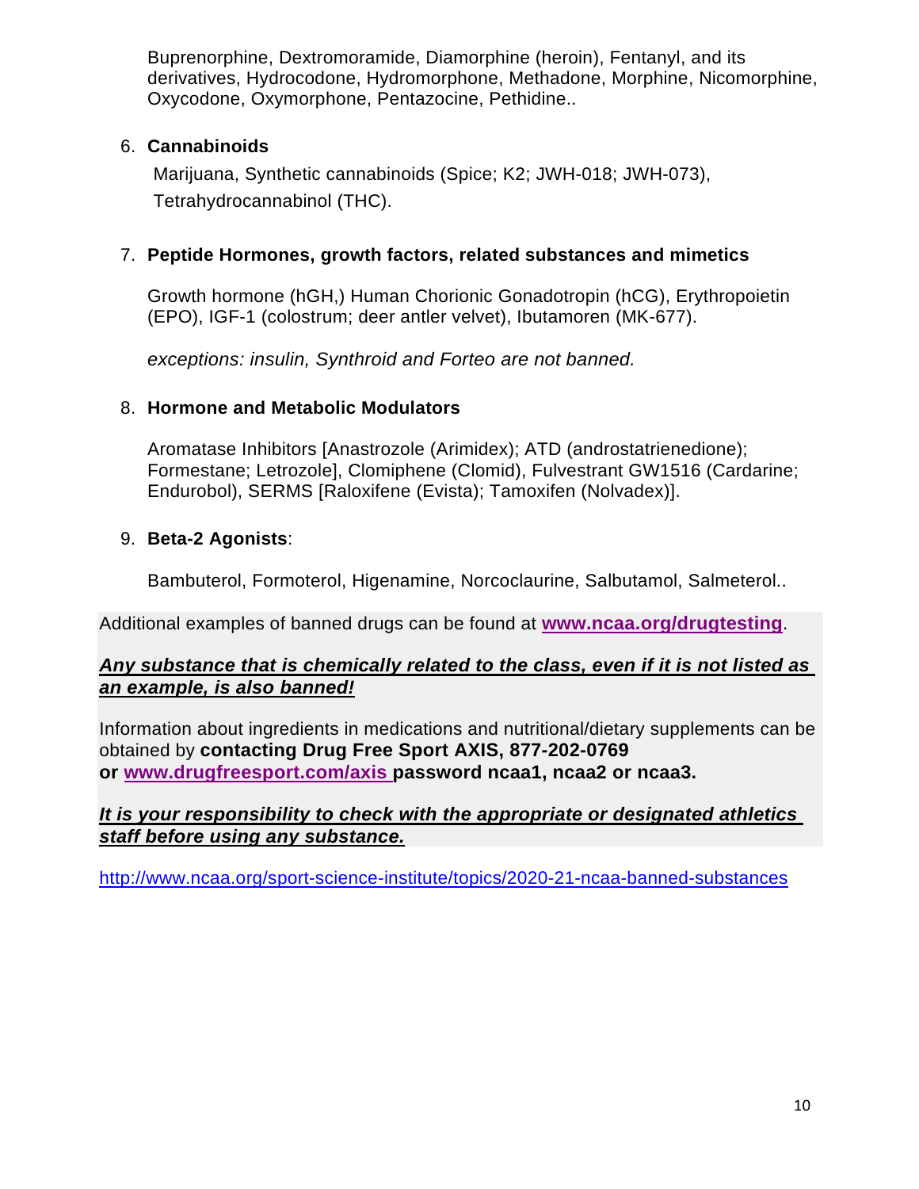Buprenorphine, Dextromoramide, Diamorphine (heroin), Fentanyl, and its derivatives, Hydrocodone, Hydromorphone, Methadone, Morphine, Nicomorphine, Oxycodone, Oxymorphone, Pentazocine, Pethidine..

6. **Cannabinoids**

   Marijuana, Synthetic cannabinoids (Spice; K2; JWH-018; JWH-073), Tetrahydrocannabinol (THC).

7. **Peptide Hormones, growth factors, related substances and mimetics**

   Growth hormone (hGH,) Human Chorionic Gonadotropin (hCG), Erythropoietin (EPO), IGF-1 (colostrum; deer antler velvet), Ibutamoren (MK-677).

   *exceptions: insulin, Synthroid and Forteo are not banned.*

8. **Hormone and Metabolic Modulators**

   Aromatase Inhibitors [Anastrozole (Arimidex); ATD (androstatrienedione); Formestane; Letrozole], Clomiphene (Clomid), Fulvestrant GW1516 (Cardarine; Endurobol), SERMS [Raloxifene (Evista); Tamoxifen (Nolvadex)].

9. **Beta-2 Agonists**:

   Bambuterol, Formoterol, Higenamine, Norcoclaurine, Salbutamol, Salmeterol..

Additional examples of banned drugs can be found at **www.ncaa.org/drugtesting**.

***Any substance that is chemically related to the class, even if it is not listed as an example, is also banned!***

Information about ingredients in medications and nutritional/dietary supplements can be obtained by **contacting Drug Free Sport AXIS, 877-202-0769 or www.drugfreesport.com/axis password ncaa1, ncaa2 or ncaa3.**

***It is your responsibility to check with the appropriate or designated athletics staff before using any substance.***

http://www.ncaa.org/sport-science-institute/topics/2020-21-ncaa-banned-substances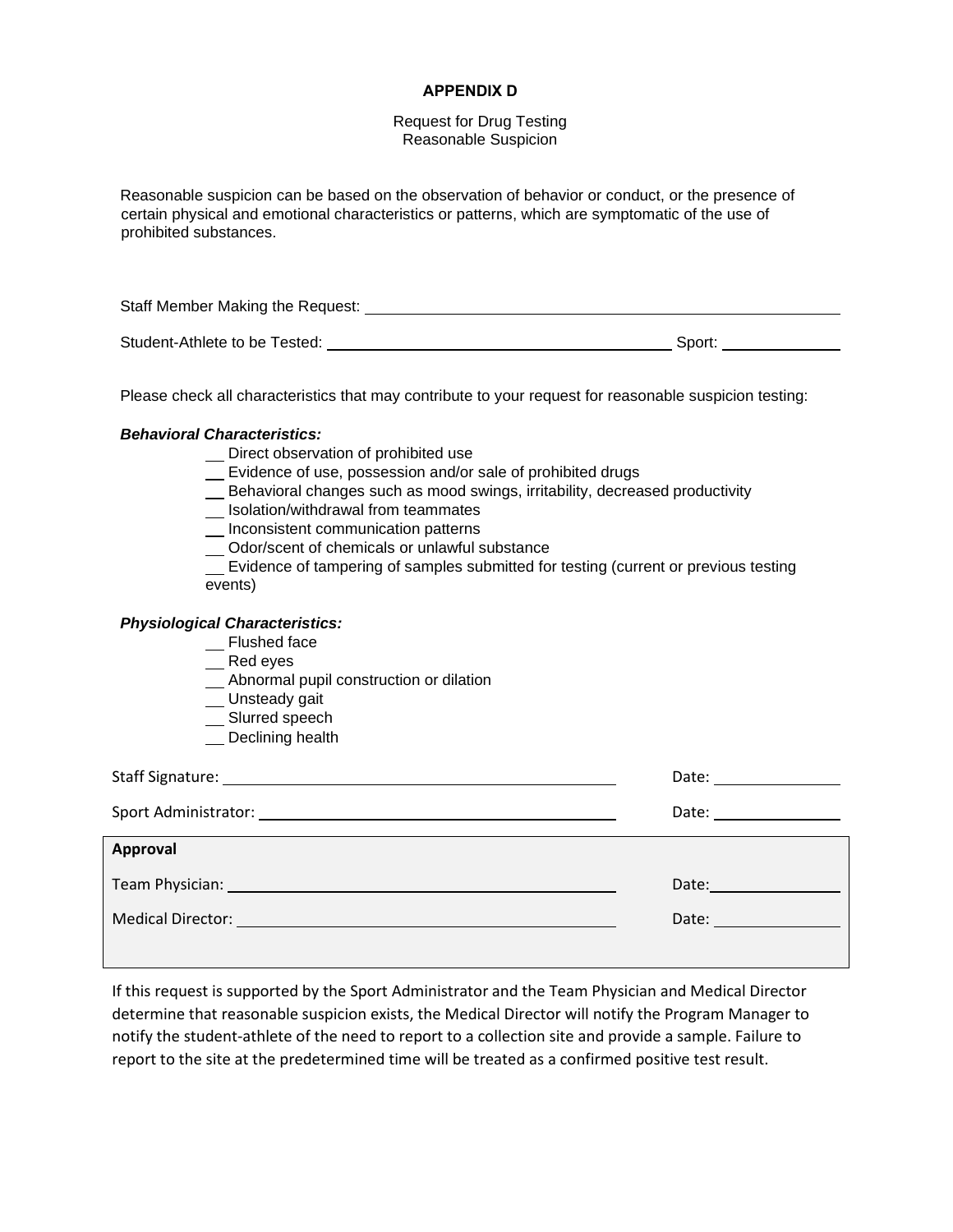# APPENDIX D

Request for Drug Testing
Reasonable Suspicion

Reasonable suspicion can be based on the observation of behavior or conduct, or the presence of certain physical and emotional characteristics or patterns, which are symptomatic of the use of prohibited substances.

Staff Member Making the Request: ______________________________

Student-Athlete to be Tested: ______________________________ Sport: ______________

Please check all characteristics that may contribute to your request for reasonable suspicion testing:

***Behavioral Characteristics:***

- ___ Direct observation of prohibited use
- ___ Evidence of use, possession and/or sale of prohibited drugs
- ___ Behavioral changes such as mood swings, irritability, decreased productivity
- ___ Isolation/withdrawal from teammates
- ___ Inconsistent communication patterns
- ___ Odor/scent of chemicals or unlawful substance
- ___ Evidence of tampering of samples submitted for testing (current or previous testing events)

***Physiological Characteristics:***

- ___ Flushed face
- ___ Red eyes
- ___ Abnormal pupil construction or dilation
- ___ Unsteady gait
- ___ Slurred speech
- ___ Declining health

Staff Signature: ______________________________ Date: ______________

Sport Administrator: ______________________________ Date: ______________

**Approval**

Team Physician: ______________________________ Date: ______________

Medical Director: ______________________________ Date: ______________

If this request is supported by the Sport Administrator and the Team Physician and Medical Director determine that reasonable suspicion exists, the Medical Director will notify the Program Manager to notify the student-athlete of the need to report to a collection site and provide a sample. Failure to report to the site at the predetermined time will be treated as a confirmed positive test result.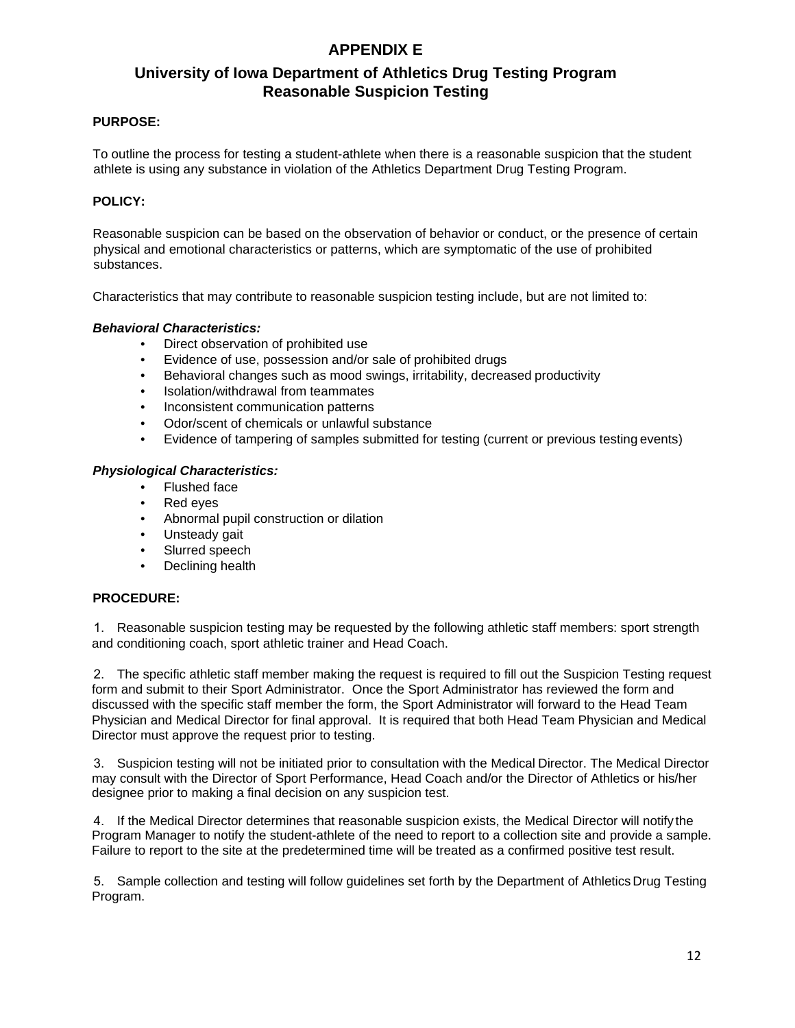# APPENDIX E

## University of Iowa Department of Athletics Drug Testing Program
## Reasonable Suspicion Testing

**PURPOSE:**

To outline the process for testing a student-athlete when there is a reasonable suspicion that the student athlete is using any substance in violation of the Athletics Department Drug Testing Program.

**POLICY:**

Reasonable suspicion can be based on the observation of behavior or conduct, or the presence of certain physical and emotional characteristics or patterns, which are symptomatic of the use of prohibited substances.

Characteristics that may contribute to reasonable suspicion testing include, but are not limited to:

***Behavioral Characteristics:***

- Direct observation of prohibited use
- Evidence of use, possession and/or sale of prohibited drugs
- Behavioral changes such as mood swings, irritability, decreased productivity
- Isolation/withdrawal from teammates
- Inconsistent communication patterns
- Odor/scent of chemicals or unlawful substance
- Evidence of tampering of samples submitted for testing (current or previous testing events)

***Physiological Characteristics:***

- Flushed face
- Red eyes
- Abnormal pupil construction or dilation
- Unsteady gait
- Slurred speech
- Declining health

**PROCEDURE:**

1. Reasonable suspicion testing may be requested by the following athletic staff members: sport strength and conditioning coach, sport athletic trainer and Head Coach.

2. The specific athletic staff member making the request is required to fill out the Suspicion Testing request form and submit to their Sport Administrator. Once the Sport Administrator has reviewed the form and discussed with the specific staff member the form, the Sport Administrator will forward to the Head Team Physician and Medical Director for final approval. It is required that both Head Team Physician and Medical Director must approve the request prior to testing.

3. Suspicion testing will not be initiated prior to consultation with the Medical Director. The Medical Director may consult with the Director of Sport Performance, Head Coach and/or the Director of Athletics or his/her designee prior to making a final decision on any suspicion test.

4. If the Medical Director determines that reasonable suspicion exists, the Medical Director will notify the Program Manager to notify the student-athlete of the need to report to a collection site and provide a sample. Failure to report to the site at the predetermined time will be treated as a confirmed positive test result.

5. Sample collection and testing will follow guidelines set forth by the Department of Athletics Drug Testing Program.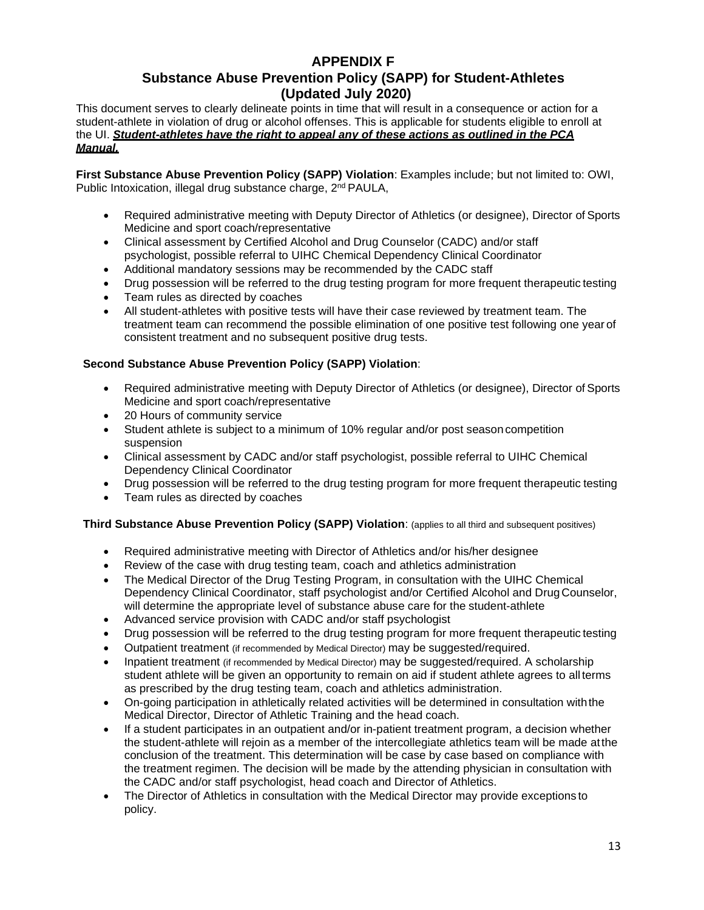# APPENDIX F

## Substance Abuse Prevention Policy (SAPP) for Student-Athletes (Updated July 2020)

This document serves to clearly delineate points in time that will result in a consequence or action for a student-athlete in violation of drug or alcohol offenses. This is applicable for students eligible to enroll at the UI. ***Student-athletes have the right to appeal any of these actions as outlined in the PCA Manual.***

**First Substance Abuse Prevention Policy (SAPP) Violation**: Examples include; but not limited to: OWI, Public Intoxication, illegal drug substance charge, 2nd PAULA,

- Required administrative meeting with Deputy Director of Athletics (or designee), Director of Sports Medicine and sport coach/representative
- Clinical assessment by Certified Alcohol and Drug Counselor (CADC) and/or staff psychologist, possible referral to UIHC Chemical Dependency Clinical Coordinator
- Additional mandatory sessions may be recommended by the CADC staff
- Drug possession will be referred to the drug testing program for more frequent therapeutic testing
- Team rules as directed by coaches
- All student-athletes with positive tests will have their case reviewed by treatment team. The treatment team can recommend the possible elimination of one positive test following one year of consistent treatment and no subsequent positive drug tests.

**Second Substance Abuse Prevention Policy (SAPP) Violation**:

- Required administrative meeting with Deputy Director of Athletics (or designee), Director of Sports Medicine and sport coach/representative
- 20 Hours of community service
- Student athlete is subject to a minimum of 10% regular and/or post season competition suspension
- Clinical assessment by CADC and/or staff psychologist, possible referral to UIHC Chemical Dependency Clinical Coordinator
- Drug possession will be referred to the drug testing program for more frequent therapeutic testing
- Team rules as directed by coaches

**Third Substance Abuse Prevention Policy (SAPP) Violation**: (applies to all third and subsequent positives)

- Required administrative meeting with Director of Athletics and/or his/her designee
- Review of the case with drug testing team, coach and athletics administration
- The Medical Director of the Drug Testing Program, in consultation with the UIHC Chemical Dependency Clinical Coordinator, staff psychologist and/or Certified Alcohol and Drug Counselor, will determine the appropriate level of substance abuse care for the student-athlete
- Advanced service provision with CADC and/or staff psychologist
- Drug possession will be referred to the drug testing program for more frequent therapeutic testing
- Outpatient treatment (if recommended by Medical Director) may be suggested/required.
- Inpatient treatment (if recommended by Medical Director) may be suggested/required. A scholarship student athlete will be given an opportunity to remain on aid if student athlete agrees to all terms as prescribed by the drug testing team, coach and athletics administration.
- On-going participation in athletically related activities will be determined in consultation with the Medical Director, Director of Athletic Training and the head coach.
- If a student participates in an outpatient and/or in-patient treatment program, a decision whether the student-athlete will rejoin as a member of the intercollegiate athletics team will be made at the conclusion of the treatment. This determination will be case by case based on compliance with the treatment regimen. The decision will be made by the attending physician in consultation with the CADC and/or staff psychologist, head coach and Director of Athletics.
- The Director of Athletics in consultation with the Medical Director may provide exceptions to policy.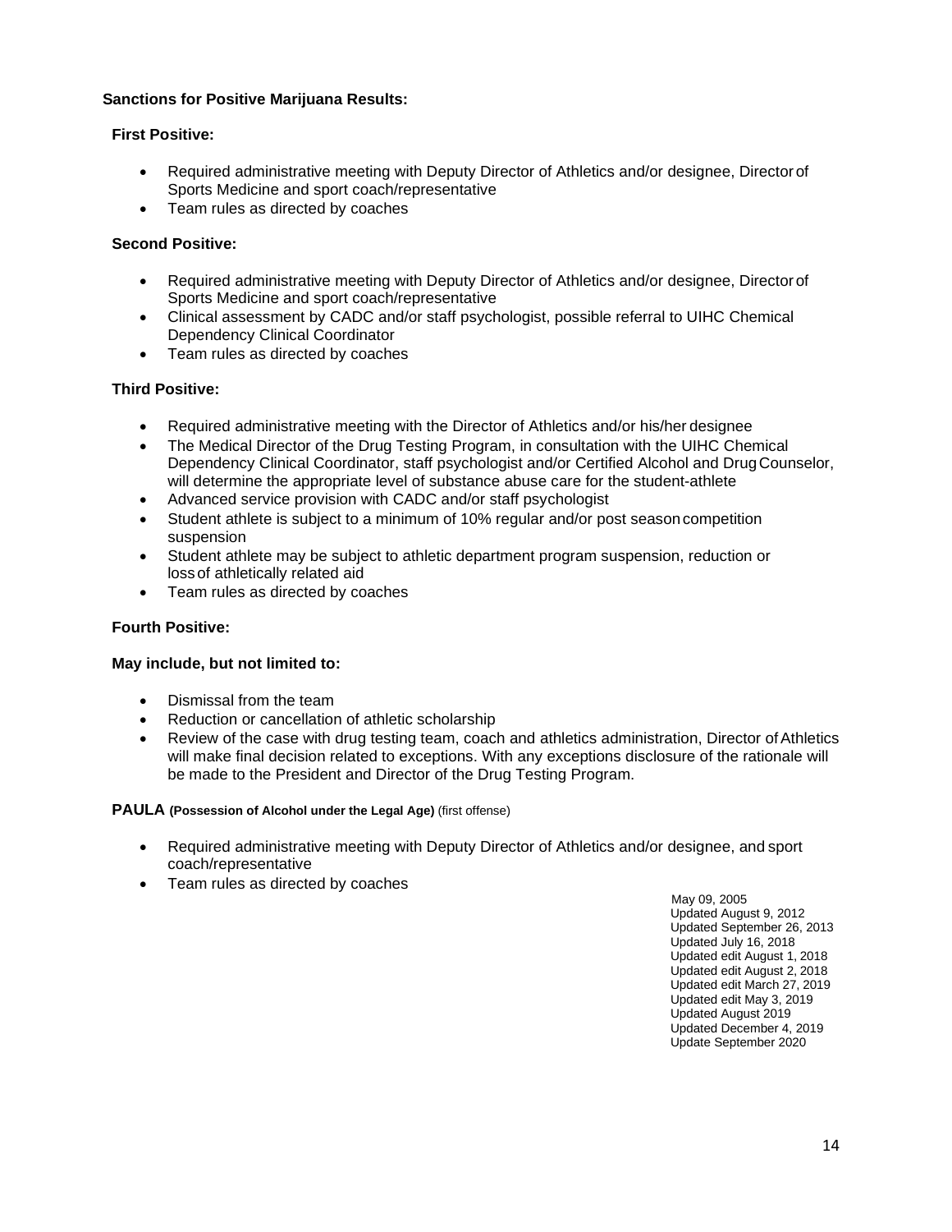**Sanctions for Positive Marijuana Results:**

**First Positive:**

- Required administrative meeting with Deputy Director of Athletics and/or designee, Director of Sports Medicine and sport coach/representative
- Team rules as directed by coaches

**Second Positive:**

- Required administrative meeting with Deputy Director of Athletics and/or designee, Director of Sports Medicine and sport coach/representative
- Clinical assessment by CADC and/or staff psychologist, possible referral to UIHC Chemical Dependency Clinical Coordinator
- Team rules as directed by coaches

**Third Positive:**

- Required administrative meeting with the Director of Athletics and/or his/her designee
- The Medical Director of the Drug Testing Program, in consultation with the UIHC Chemical Dependency Clinical Coordinator, staff psychologist and/or Certified Alcohol and Drug Counselor, will determine the appropriate level of substance abuse care for the student-athlete
- Advanced service provision with CADC and/or staff psychologist
- Student athlete is subject to a minimum of 10% regular and/or post season competition suspension
- Student athlete may be subject to athletic department program suspension, reduction or loss of athletically related aid
- Team rules as directed by coaches

**Fourth Positive:**

**May include, but not limited to:**

- Dismissal from the team
- Reduction or cancellation of athletic scholarship
- Review of the case with drug testing team, coach and athletics administration, Director of Athletics will make final decision related to exceptions. With any exceptions disclosure of the rationale will be made to the President and Director of the Drug Testing Program.

**PAULA (Possession of Alcohol under the Legal Age)** (first offense)

- Required administrative meeting with Deputy Director of Athletics and/or designee, and sport coach/representative
- Team rules as directed by coaches

May 09, 2005
Updated August 9, 2012
Updated September 26, 2013
Updated July 16, 2018
Updated edit August 1, 2018
Updated edit August 2, 2018
Updated edit March 27, 2019
Updated edit May 3, 2019
Updated August 2019
Updated December 4, 2019
Update September 2020